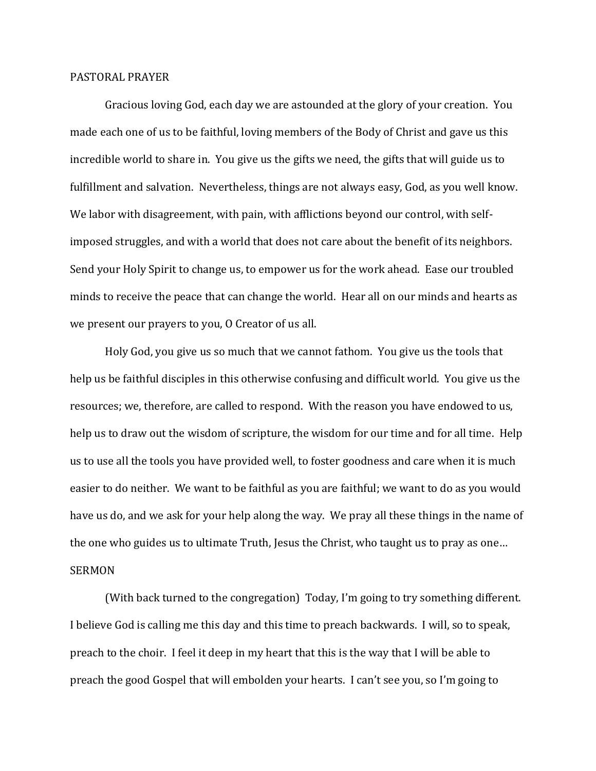PASTORAL PRAYER

Gracious loving God, each day we are astounded at the glory of your creation. You made each one of us to be faithful, loving members of the Body of Christ and gave us this incredible world to share in. You give us the gifts we need, the gifts that will guide us to fulfillment and salvation. Nevertheless, things are not always easy, God, as you well know. We labor with disagreement, with pain, with afflictions beyond our control, with self-imposed struggles, and with a world that does not care about the benefit of its neighbors. Send your Holy Spirit to change us, to empower us for the work ahead. Ease our troubled minds to receive the peace that can change the world. Hear all on our minds and hearts as we present our prayers to you, O Creator of us all.

Holy God, you give us so much that we cannot fathom. You give us the tools that help us be faithful disciples in this otherwise confusing and difficult world. You give us the resources; we, therefore, are called to respond. With the reason you have endowed to us, help us to draw out the wisdom of scripture, the wisdom for our time and for all time. Help us to use all the tools you have provided well, to foster goodness and care when it is much easier to do neither. We want to be faithful as you are faithful; we want to do as you would have us do, and we ask for your help along the way. We pray all these things in the name of the one who guides us to ultimate Truth, Jesus the Christ, who taught us to pray as one…

SERMON

(With back turned to the congregation) Today, I'm going to try something different. I believe God is calling me this day and this time to preach backwards. I will, so to speak, preach to the choir. I feel it deep in my heart that this is the way that I will be able to preach the good Gospel that will embolden your hearts. I can't see you, so I'm going to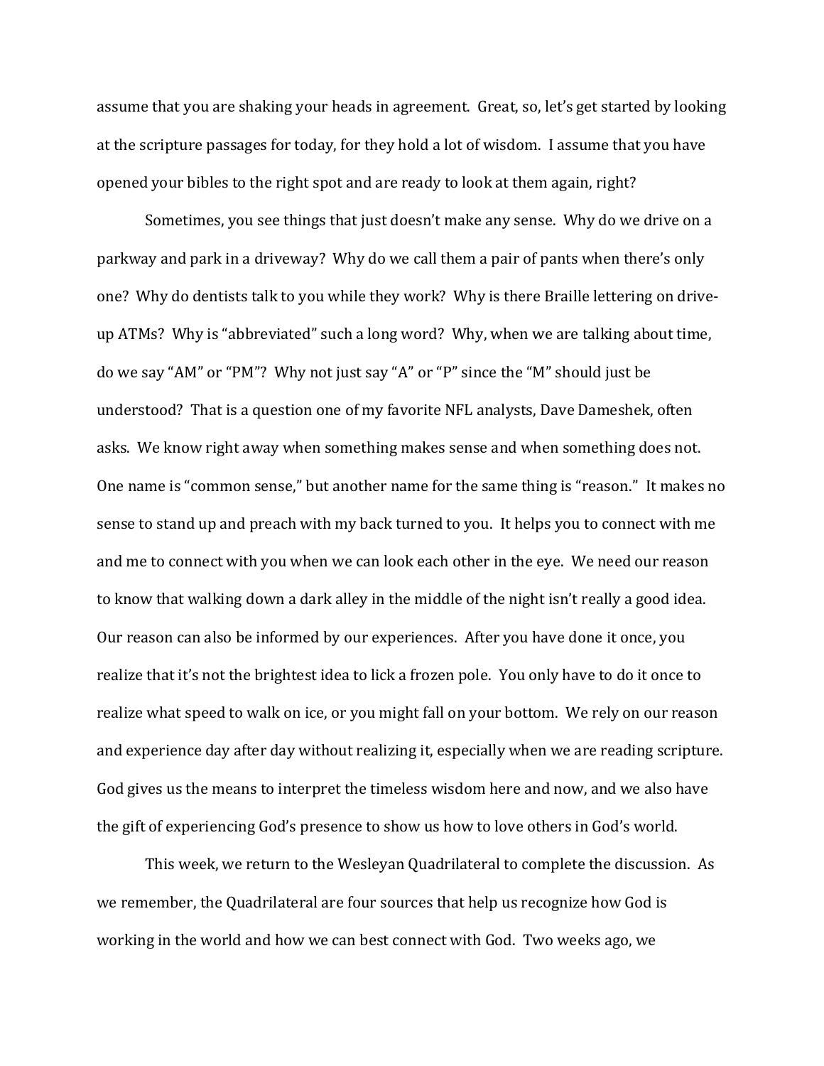assume that you are shaking your heads in agreement. Great, so, let's get started by looking at the scripture passages for today, for they hold a lot of wisdom. I assume that you have opened your bibles to the right spot and are ready to look at them again, right?

Sometimes, you see things that just doesn't make any sense. Why do we drive on a parkway and park in a driveway? Why do we call them a pair of pants when there's only one? Why do dentists talk to you while they work? Why is there Braille lettering on drive-up ATMs? Why is "abbreviated" such a long word? Why, when we are talking about time, do we say "AM" or "PM"? Why not just say "A" or "P" since the "M" should just be understood? That is a question one of my favorite NFL analysts, Dave Dameshek, often asks. We know right away when something makes sense and when something does not. One name is "common sense," but another name for the same thing is "reason." It makes no sense to stand up and preach with my back turned to you. It helps you to connect with me and me to connect with you when we can look each other in the eye. We need our reason to know that walking down a dark alley in the middle of the night isn't really a good idea. Our reason can also be informed by our experiences. After you have done it once, you realize that it's not the brightest idea to lick a frozen pole. You only have to do it once to realize what speed to walk on ice, or you might fall on your bottom. We rely on our reason and experience day after day without realizing it, especially when we are reading scripture. God gives us the means to interpret the timeless wisdom here and now, and we also have the gift of experiencing God's presence to show us how to love others in God's world.

This week, we return to the Wesleyan Quadrilateral to complete the discussion. As we remember, the Quadrilateral are four sources that help us recognize how God is working in the world and how we can best connect with God. Two weeks ago, we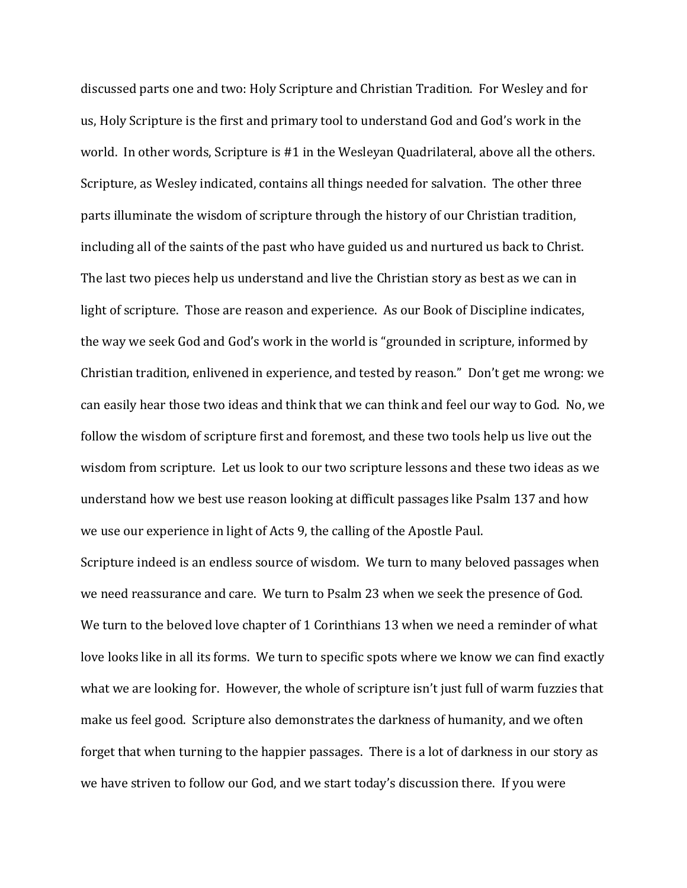discussed parts one and two: Holy Scripture and Christian Tradition. For Wesley and for us, Holy Scripture is the first and primary tool to understand God and God's work in the world. In other words, Scripture is #1 in the Wesleyan Quadrilateral, above all the others. Scripture, as Wesley indicated, contains all things needed for salvation. The other three parts illuminate the wisdom of scripture through the history of our Christian tradition, including all of the saints of the past who have guided us and nurtured us back to Christ. The last two pieces help us understand and live the Christian story as best as we can in light of scripture. Those are reason and experience. As our Book of Discipline indicates, the way we seek God and God's work in the world is "grounded in scripture, informed by Christian tradition, enlivened in experience, and tested by reason." Don't get me wrong: we can easily hear those two ideas and think that we can think and feel our way to God. No, we follow the wisdom of scripture first and foremost, and these two tools help us live out the wisdom from scripture. Let us look to our two scripture lessons and these two ideas as we understand how we best use reason looking at difficult passages like Psalm 137 and how we use our experience in light of Acts 9, the calling of the Apostle Paul.

Scripture indeed is an endless source of wisdom. We turn to many beloved passages when we need reassurance and care. We turn to Psalm 23 when we seek the presence of God. We turn to the beloved love chapter of 1 Corinthians 13 when we need a reminder of what love looks like in all its forms. We turn to specific spots where we know we can find exactly what we are looking for. However, the whole of scripture isn't just full of warm fuzzies that make us feel good. Scripture also demonstrates the darkness of humanity, and we often forget that when turning to the happier passages. There is a lot of darkness in our story as we have striven to follow our God, and we start today's discussion there. If you were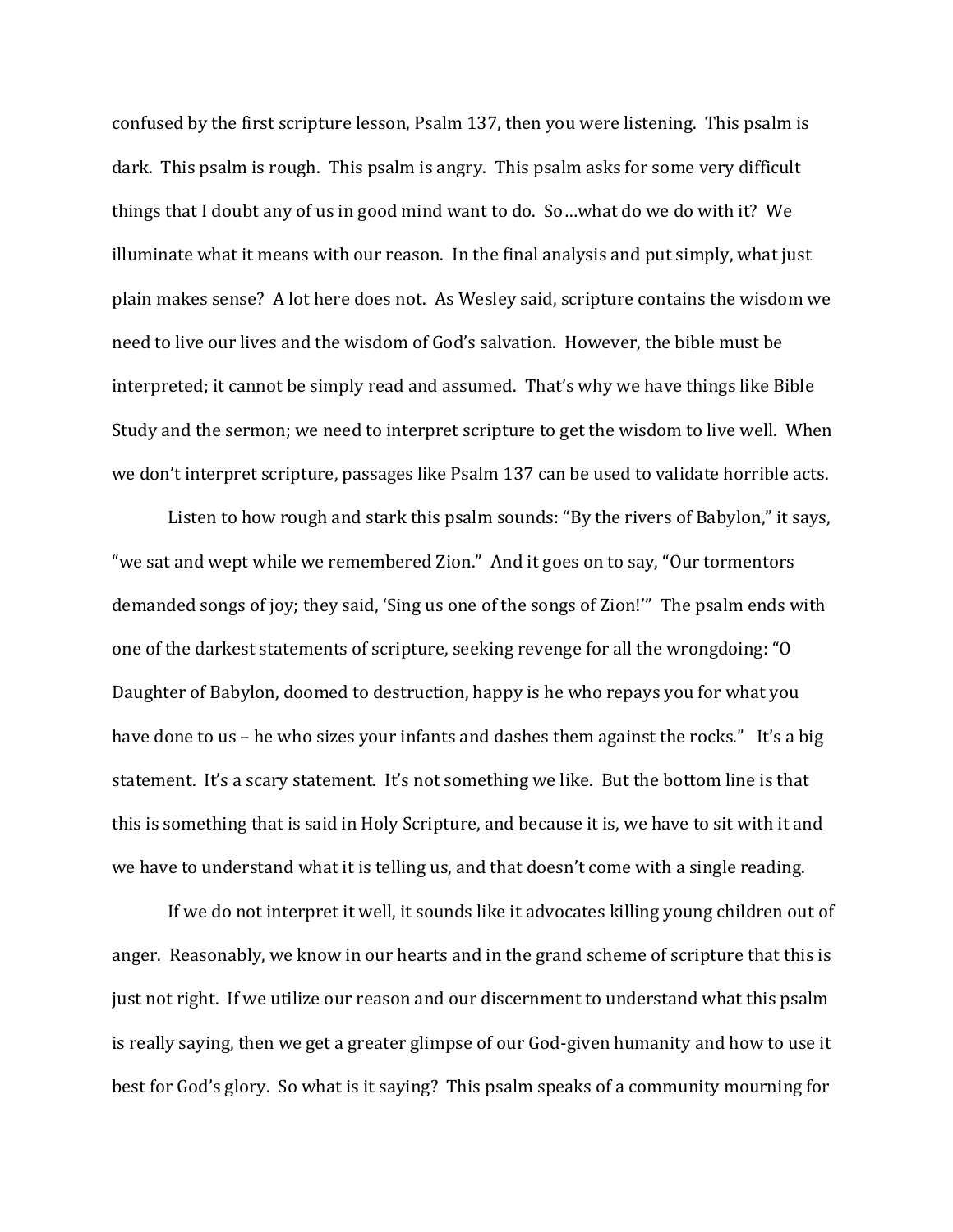confused by the first scripture lesson, Psalm 137, then you were listening. This psalm is dark. This psalm is rough. This psalm is angry. This psalm asks for some very difficult things that I doubt any of us in good mind want to do. So…what do we do with it? We illuminate what it means with our reason. In the final analysis and put simply, what just plain makes sense? A lot here does not. As Wesley said, scripture contains the wisdom we need to live our lives and the wisdom of God's salvation. However, the bible must be interpreted; it cannot be simply read and assumed. That's why we have things like Bible Study and the sermon; we need to interpret scripture to get the wisdom to live well. When we don't interpret scripture, passages like Psalm 137 can be used to validate horrible acts.

Listen to how rough and stark this psalm sounds: "By the rivers of Babylon," it says, "we sat and wept while we remembered Zion." And it goes on to say, "Our tormentors demanded songs of joy; they said, 'Sing us one of the songs of Zion!'" The psalm ends with one of the darkest statements of scripture, seeking revenge for all the wrongdoing: "O Daughter of Babylon, doomed to destruction, happy is he who repays you for what you have done to us – he who sizes your infants and dashes them against the rocks." It's a big statement. It's a scary statement. It's not something we like. But the bottom line is that this is something that is said in Holy Scripture, and because it is, we have to sit with it and we have to understand what it is telling us, and that doesn't come with a single reading.

If we do not interpret it well, it sounds like it advocates killing young children out of anger. Reasonably, we know in our hearts and in the grand scheme of scripture that this is just not right. If we utilize our reason and our discernment to understand what this psalm is really saying, then we get a greater glimpse of our God-given humanity and how to use it best for God's glory. So what is it saying? This psalm speaks of a community mourning for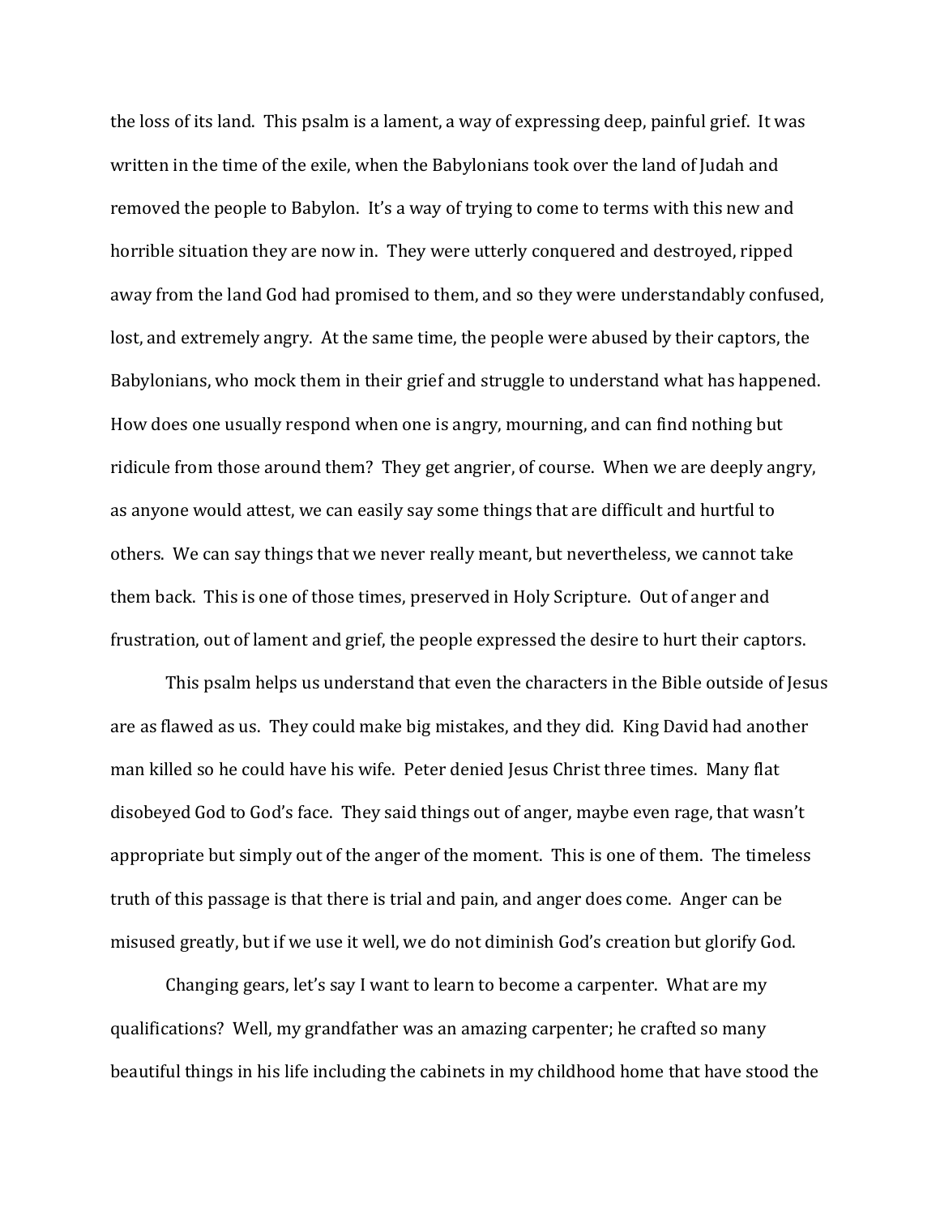the loss of its land. This psalm is a lament, a way of expressing deep, painful grief. It was written in the time of the exile, when the Babylonians took over the land of Judah and removed the people to Babylon. It's a way of trying to come to terms with this new and horrible situation they are now in. They were utterly conquered and destroyed, ripped away from the land God had promised to them, and so they were understandably confused, lost, and extremely angry. At the same time, the people were abused by their captors, the Babylonians, who mock them in their grief and struggle to understand what has happened. How does one usually respond when one is angry, mourning, and can find nothing but ridicule from those around them? They get angrier, of course. When we are deeply angry, as anyone would attest, we can easily say some things that are difficult and hurtful to others. We can say things that we never really meant, but nevertheless, we cannot take them back. This is one of those times, preserved in Holy Scripture. Out of anger and frustration, out of lament and grief, the people expressed the desire to hurt their captors.

This psalm helps us understand that even the characters in the Bible outside of Jesus are as flawed as us. They could make big mistakes, and they did. King David had another man killed so he could have his wife. Peter denied Jesus Christ three times. Many flat disobeyed God to God's face. They said things out of anger, maybe even rage, that wasn't appropriate but simply out of the anger of the moment. This is one of them. The timeless truth of this passage is that there is trial and pain, and anger does come. Anger can be misused greatly, but if we use it well, we do not diminish God's creation but glorify God.

Changing gears, let's say I want to learn to become a carpenter. What are my qualifications? Well, my grandfather was an amazing carpenter; he crafted so many beautiful things in his life including the cabinets in my childhood home that have stood the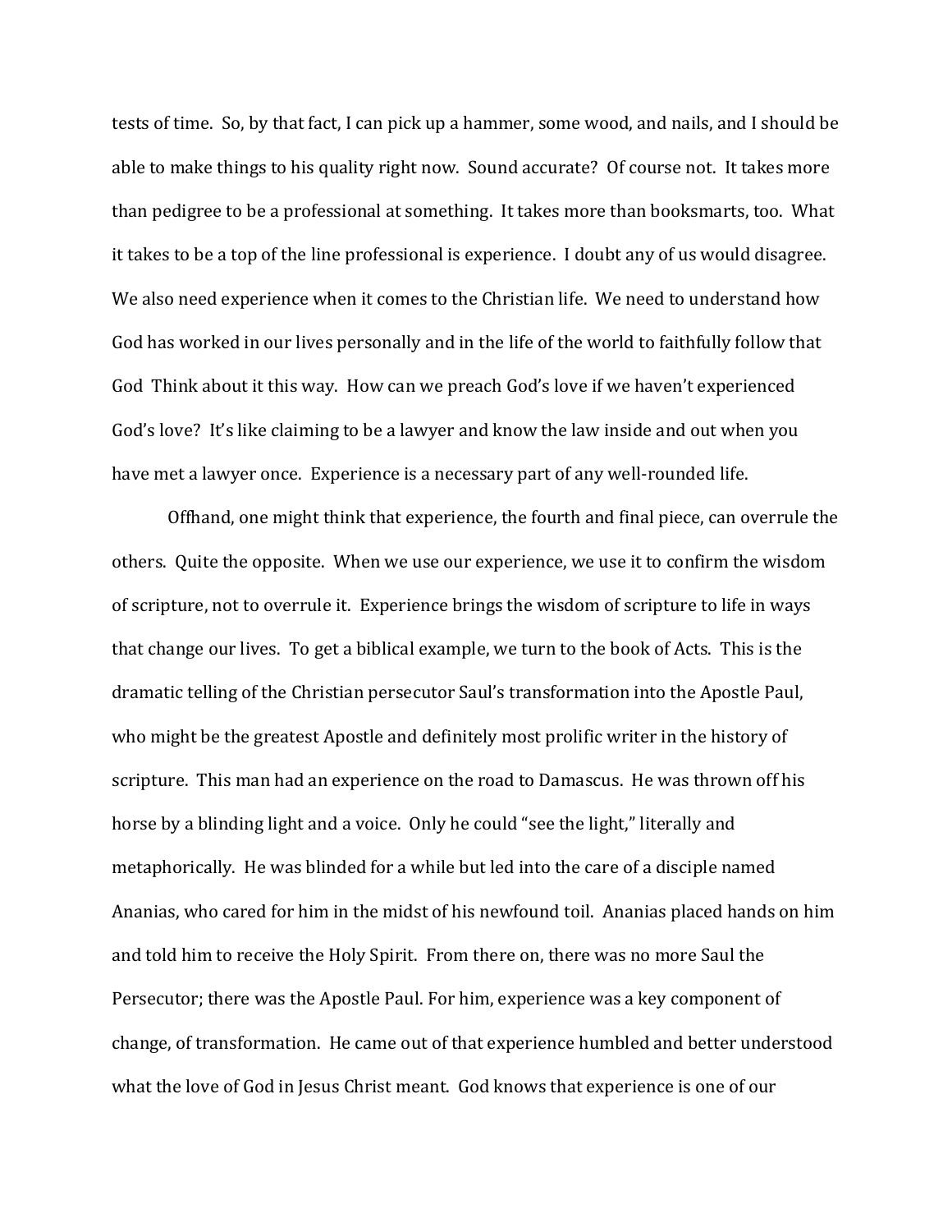tests of time. So, by that fact, I can pick up a hammer, some wood, and nails, and I should be able to make things to his quality right now. Sound accurate? Of course not. It takes more than pedigree to be a professional at something. It takes more than booksmarts, too. What it takes to be a top of the line professional is experience. I doubt any of us would disagree. We also need experience when it comes to the Christian life. We need to understand how God has worked in our lives personally and in the life of the world to faithfully follow that God Think about it this way. How can we preach God's love if we haven't experienced God's love? It's like claiming to be a lawyer and know the law inside and out when you have met a lawyer once. Experience is a necessary part of any well-rounded life.

Offhand, one might think that experience, the fourth and final piece, can overrule the others. Quite the opposite. When we use our experience, we use it to confirm the wisdom of scripture, not to overrule it. Experience brings the wisdom of scripture to life in ways that change our lives. To get a biblical example, we turn to the book of Acts. This is the dramatic telling of the Christian persecutor Saul's transformation into the Apostle Paul, who might be the greatest Apostle and definitely most prolific writer in the history of scripture. This man had an experience on the road to Damascus. He was thrown off his horse by a blinding light and a voice. Only he could "see the light," literally and metaphorically. He was blinded for a while but led into the care of a disciple named Ananias, who cared for him in the midst of his newfound toil. Ananias placed hands on him and told him to receive the Holy Spirit. From there on, there was no more Saul the Persecutor; there was the Apostle Paul. For him, experience was a key component of change, of transformation. He came out of that experience humbled and better understood what the love of God in Jesus Christ meant. God knows that experience is one of our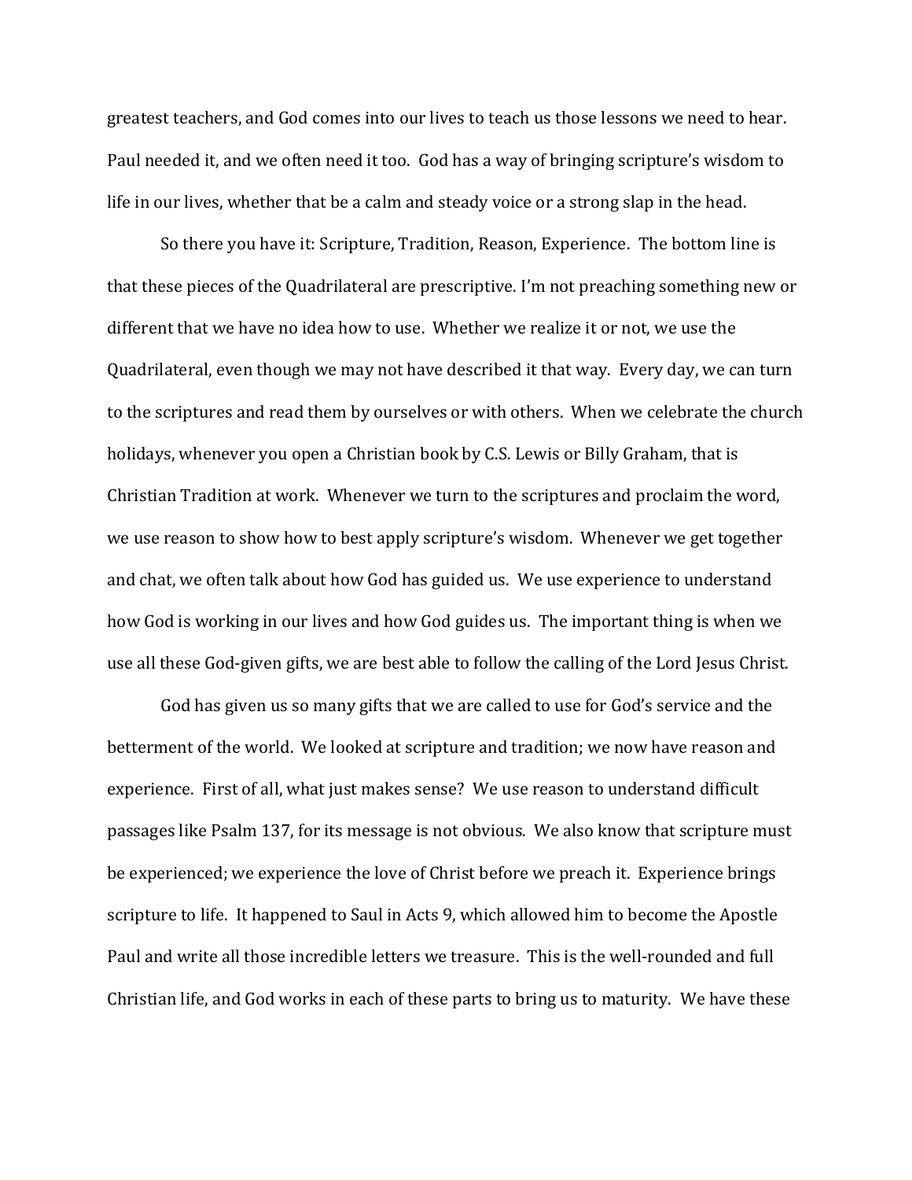greatest teachers, and God comes into our lives to teach us those lessons we need to hear. Paul needed it, and we often need it too. God has a way of bringing scripture's wisdom to life in our lives, whether that be a calm and steady voice or a strong slap in the head.

So there you have it: Scripture, Tradition, Reason, Experience. The bottom line is that these pieces of the Quadrilateral are prescriptive. I'm not preaching something new or different that we have no idea how to use. Whether we realize it or not, we use the Quadrilateral, even though we may not have described it that way. Every day, we can turn to the scriptures and read them by ourselves or with others. When we celebrate the church holidays, whenever you open a Christian book by C.S. Lewis or Billy Graham, that is Christian Tradition at work. Whenever we turn to the scriptures and proclaim the word, we use reason to show how to best apply scripture's wisdom. Whenever we get together and chat, we often talk about how God has guided us. We use experience to understand how God is working in our lives and how God guides us. The important thing is when we use all these God-given gifts, we are best able to follow the calling of the Lord Jesus Christ.

God has given us so many gifts that we are called to use for God's service and the betterment of the world. We looked at scripture and tradition; we now have reason and experience. First of all, what just makes sense? We use reason to understand difficult passages like Psalm 137, for its message is not obvious. We also know that scripture must be experienced; we experience the love of Christ before we preach it. Experience brings scripture to life. It happened to Saul in Acts 9, which allowed him to become the Apostle Paul and write all those incredible letters we treasure. This is the well-rounded and full Christian life, and God works in each of these parts to bring us to maturity. We have these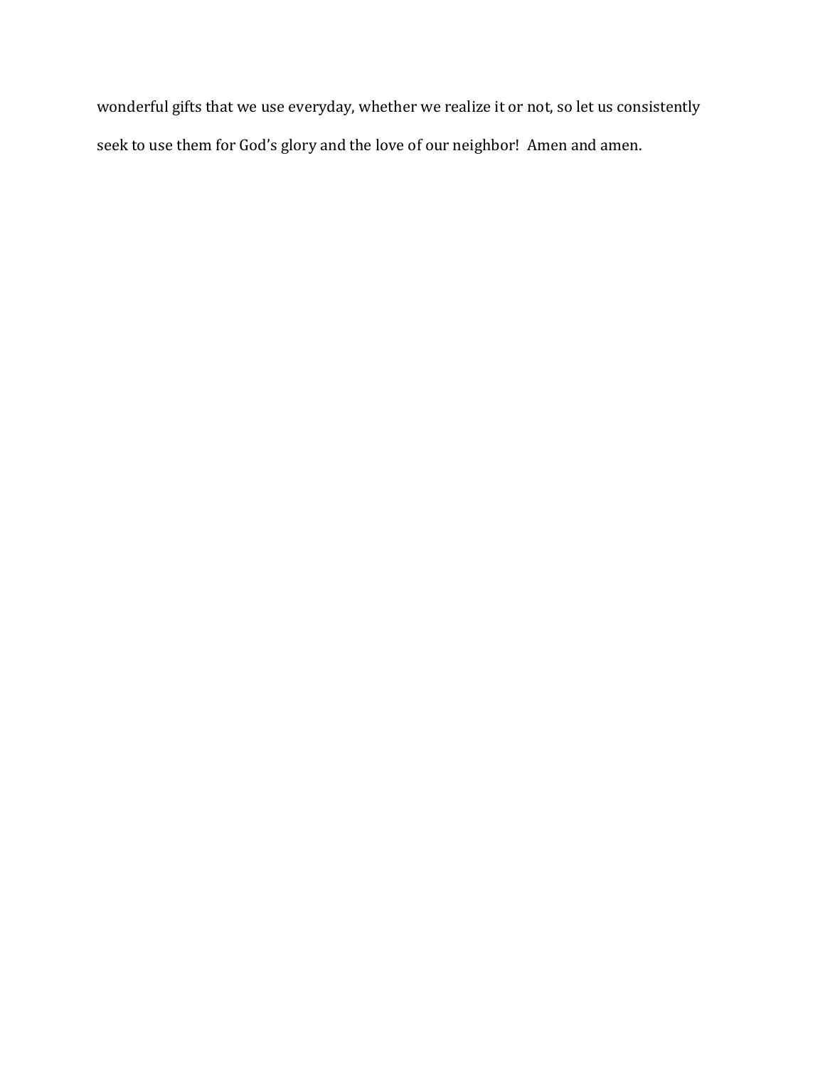wonderful gifts that we use everyday, whether we realize it or not, so let us consistently seek to use them for God's glory and the love of our neighbor! Amen and amen.